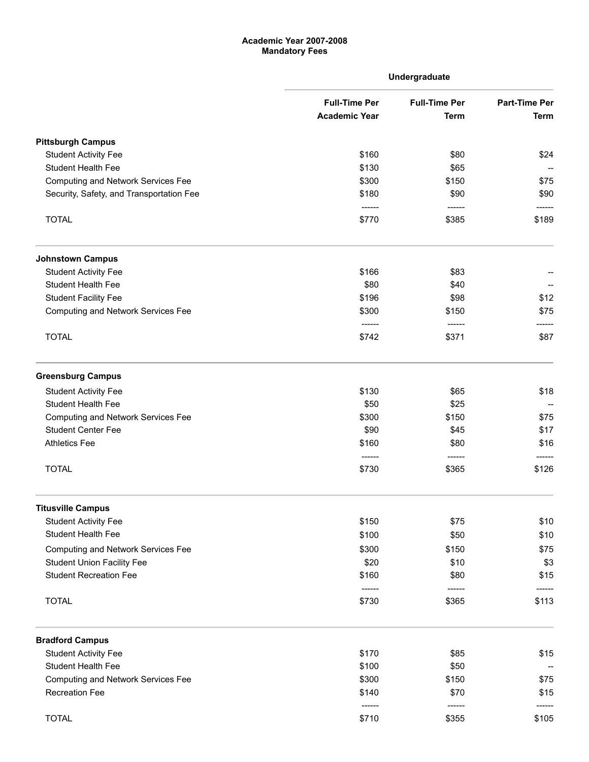**Academic Year 2007-2008**
**Mandatory Fees**

| | Undergraduate | | |
|---|---|---|---|
| | Full-Time Per Academic Year | Full-Time Per Term | Part-Time Per Term |
| **Pittsburgh Campus** | | | |
| Student Activity Fee | $160 | $80 | $24 |
| Student Health Fee | $130 | $65 | -- |
| Computing and Network Services Fee | $300 | $150 | $75 |
| Security, Safety, and Transportation Fee | $180 | $90 | $90 |
| TOTAL | $770 | $385 | $189 |
| **Johnstown Campus** | | | |
| Student Activity Fee | $166 | $83 | -- |
| Student Health Fee | $80 | $40 | -- |
| Student Facility Fee | $196 | $98 | $12 |
| Computing and Network Services Fee | $300 | $150 | $75 |
| TOTAL | $742 | $371 | $87 |
| **Greensburg Campus** | | | |
| Student Activity Fee | $130 | $65 | $18 |
| Student Health Fee | $50 | $25 | -- |
| Computing and Network Services Fee | $300 | $150 | $75 |
| Student Center Fee | $90 | $45 | $17 |
| Athletics Fee | $160 | $80 | $16 |
| TOTAL | $730 | $365 | $126 |
| **Titusville Campus** | | | |
| Student Activity Fee | $150 | $75 | $10 |
| Student Health Fee | $100 | $50 | $10 |
| Computing and Network Services Fee | $300 | $150 | $75 |
| Student Union Facility Fee | $20 | $10 | $3 |
| Student Recreation Fee | $160 | $80 | $15 |
| TOTAL | $730 | $365 | $113 |
| **Bradford Campus** | | | |
| Student Activity Fee | $170 | $85 | $15 |
| Student Health Fee | $100 | $50 | -- |
| Computing and Network Services Fee | $300 | $150 | $75 |
| Recreation Fee | $140 | $70 | $15 |
| TOTAL | $710 | $355 | $105 |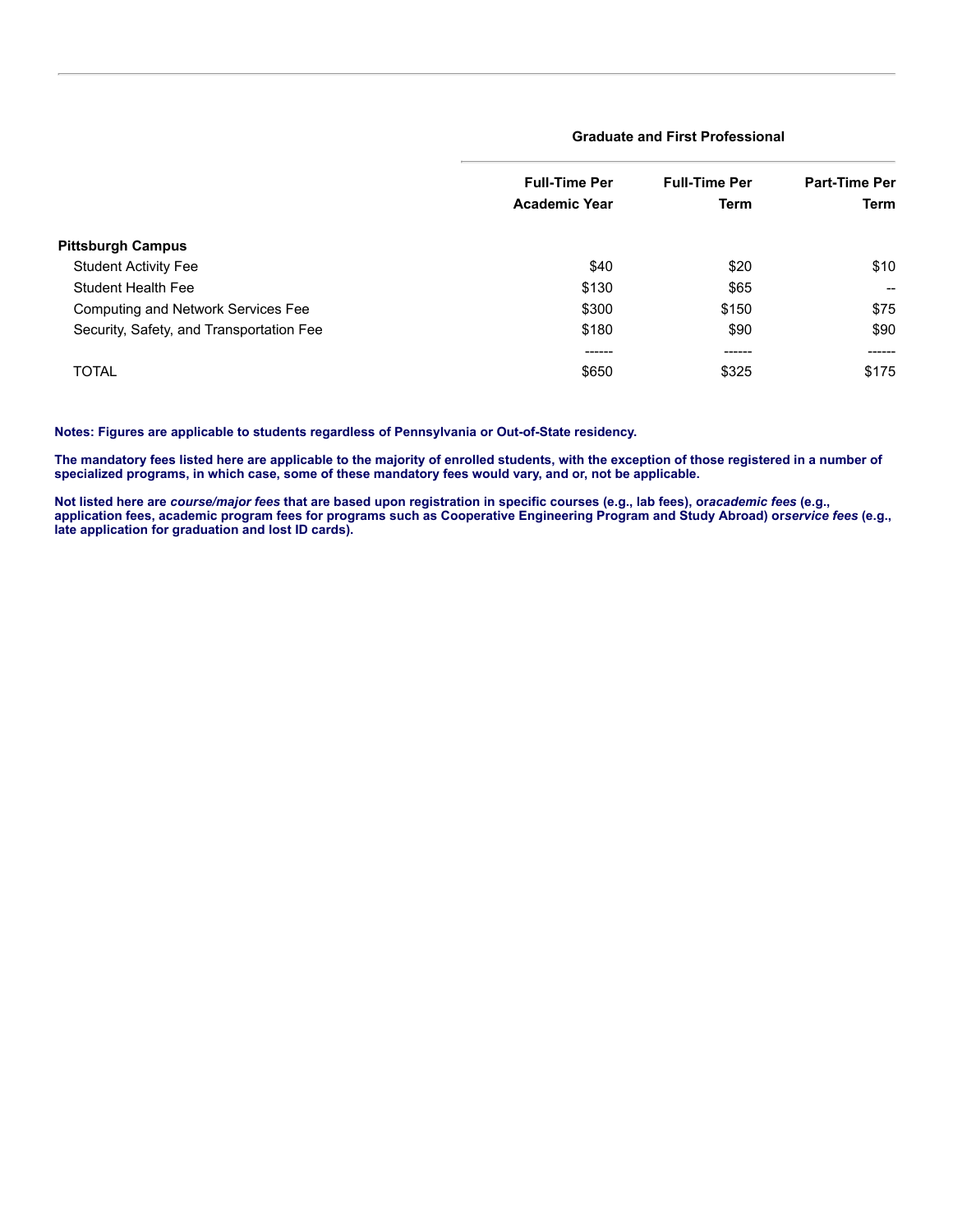| | Graduate and First Professional | | |
|---|---|---|---|
| | Full-Time Per Academic Year | Full-Time Per Term | Part-Time Per Term |
| **Pittsburgh Campus** | | | |
| Student Activity Fee | $40 | $20 | $10 |
| Student Health Fee | $130 | $65 | -- |
| Computing and Network Services Fee | $300 | $150 | $75 |
| Security, Safety, and Transportation Fee | $180 | $90 | $90 |
| | ------ | ------ | ------ |
| TOTAL | $650 | $325 | $175 |

**Notes: Figures are applicable to students regardless of Pennsylvania or Out-of-State residency.**

**The mandatory fees listed here are applicable to the majority of enrolled students, with the exception of those registered in a number of specialized programs, in which case, some of these mandatory fees would vary, and or, not be applicable.**

**Not listed here are *course/major fees* that are based upon registration in specific courses (e.g., lab fees), or*academic fees* (e.g., application fees, academic program fees for programs such as Cooperative Engineering Program and Study Abroad) or*service fees* (e.g., late application for graduation and lost ID cards).**